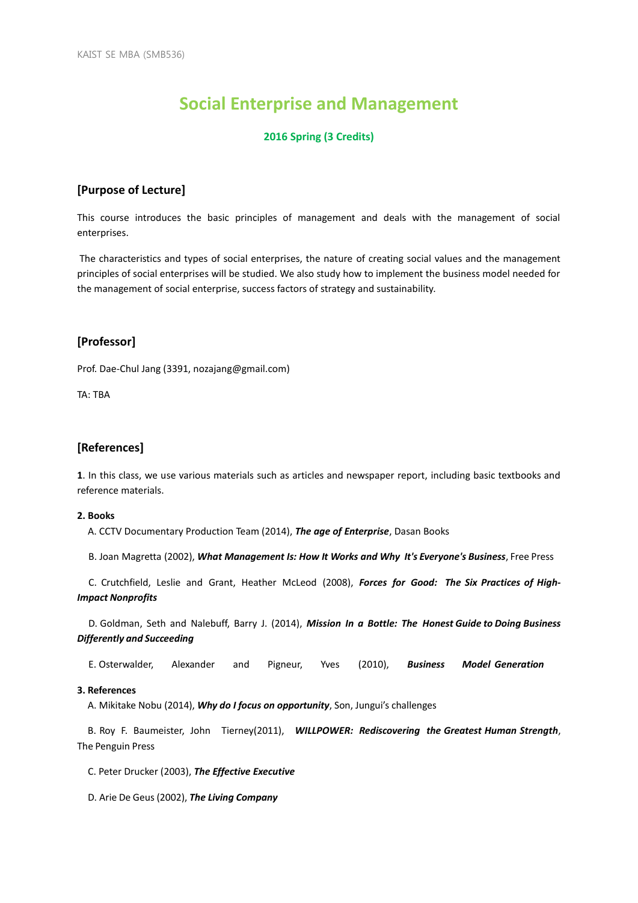# Social Enterprise and Management

**2016 Spring (3 Credits)**

## [Purpose of Lecture]

This course introduces the basic principles of management and deals with the management of social enterprises.

The characteristics and types of social enterprises, the nature of creating social values and the management principles of social enterprises will be studied. We also study how to implement the business model needed for the management of social enterprise, success factors of strategy and sustainability.

## [Professor]

Prof. Dae-Chul Jang (3391, nozajang@gmail.com)

TA: TBA

## [References]

**1**. In this class, we use various materials such as articles and newspaper report, including basic textbooks and reference materials.

**2. Books**

A. CCTV Documentary Production Team (2014), ***The age of Enterprise***, Dasan Books

B. Joan Magretta (2002), ***What Management Is: How It Works and Why It's Everyone's Business***, Free Press

C. Crutchfield, Leslie and Grant, Heather McLeod (2008), ***Forces for Good: The Six Practices of High-Impact Nonprofits***

D. Goldman, Seth and Nalebuff, Barry J. (2014), ***Mission In a Bottle: The Honest Guide to Doing Business Differently and Succeeding***

E. Osterwalder, Alexander and Pigneur, Yves (2010), ***Business Model Generation***

**3. References**

A. Mikitake Nobu (2014), ***Why do I focus on opportunity***, Son, Jungui's challenges

B. Roy F. Baumeister, John Tierney(2011), ***WILLPOWER: Rediscovering the Greatest Human Strength***, The Penguin Press

C. Peter Drucker (2003), ***The Effective Executive***

D. Arie De Geus (2002), ***The Living Company***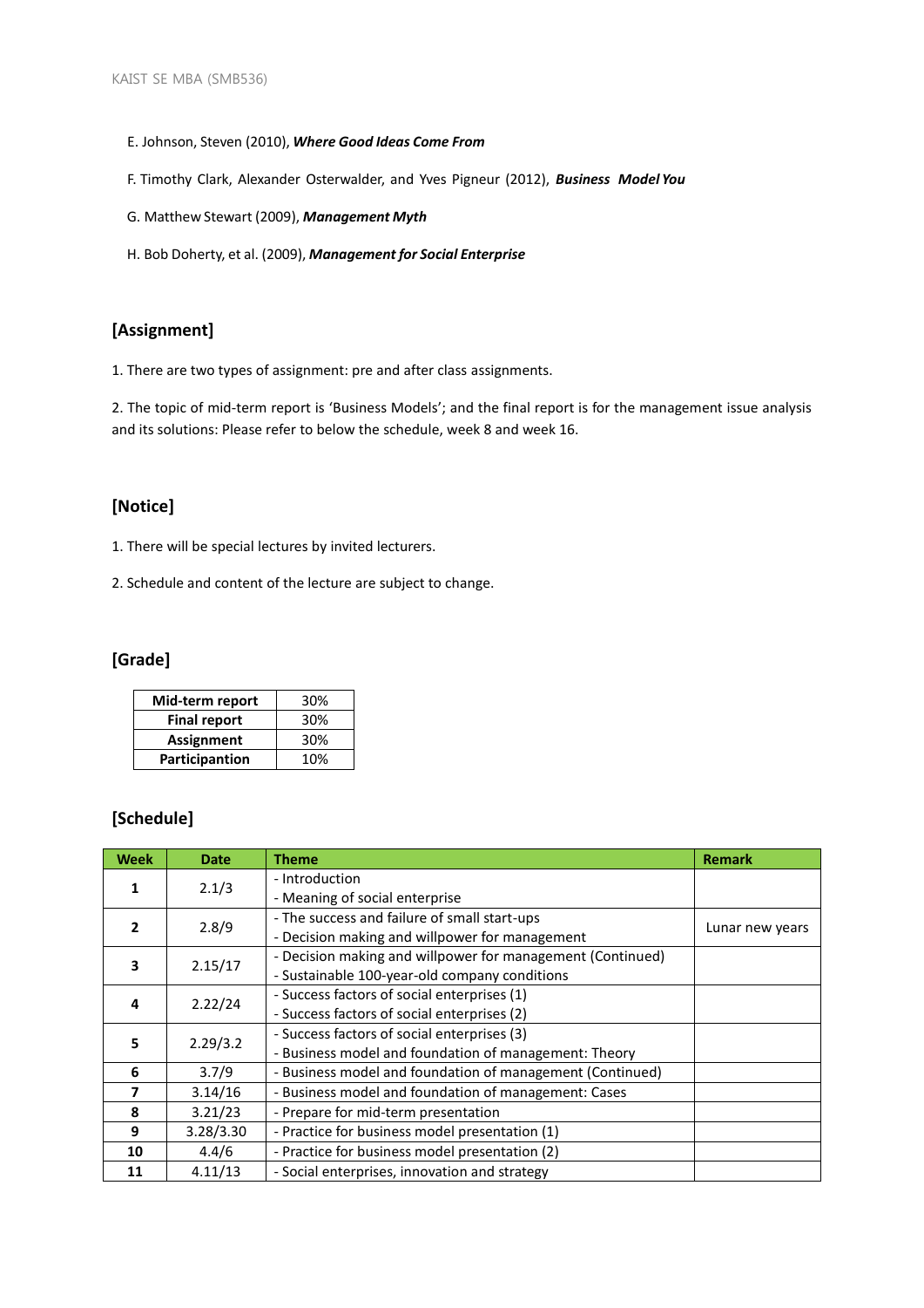E. Johnson, Steven (2010), ***Where Good Ideas Come From***

F. Timothy Clark, Alexander Osterwalder, and Yves Pigneur (2012), ***Business Model You***

G. Matthew Stewart (2009), ***Management Myth***

H. Bob Doherty, et al. (2009), ***Management for Social Enterprise***

## [Assignment]

1. There are two types of assignment: pre and after class assignments.

2. The topic of mid-term report is 'Business Models'; and the final report is for the management issue analysis and its solutions: Please refer to below the schedule, week 8 and week 16.

## [Notice]

1. There will be special lectures by invited lecturers.

2. Schedule and content of the lecture are subject to change.

## [Grade]

| | |
|---|---|
| **Mid-term report** | 30% |
| **Final report** | 30% |
| **Assignment** | 30% |
| **Participantion** | 10% |

## [Schedule]

| Week | Date | Theme | Remark |
|---|---|---|---|
| **1** | 2.1/3 | - Introduction<br>- Meaning of social enterprise | |
| **2** | 2.8/9 | - The success and failure of small start-ups<br>- Decision making and willpower for management | Lunar new years |
| **3** | 2.15/17 | - Decision making and willpower for management (Continued)<br>- Sustainable 100-year-old company conditions | |
| **4** | 2.22/24 | - Success factors of social enterprises (1)<br>- Success factors of social enterprises (2) | |
| **5** | 2.29/3.2 | - Success factors of social enterprises (3)<br>- Business model and foundation of management: Theory | |
| **6** | 3.7/9 | - Business model and foundation of management (Continued) | |
| **7** | 3.14/16 | - Business model and foundation of management: Cases | |
| **8** | 3.21/23 | - Prepare for mid-term presentation | |
| **9** | 3.28/3.30 | - Practice for business model presentation (1) | |
| **10** | 4.4/6 | - Practice for business model presentation (2) | |
| **11** | 4.11/13 | - Social enterprises, innovation and strategy | |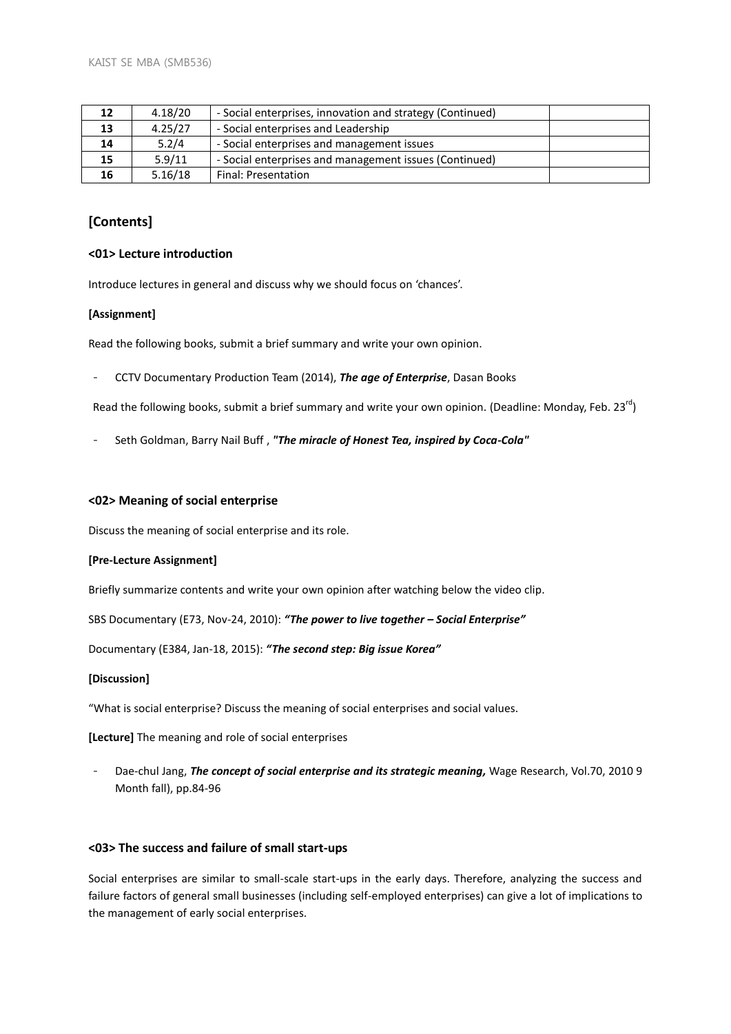| 12 | 4.18/20 | - Social enterprises, innovation and strategy (Continued) | |
|---|---|---|---|
| 13 | 4.25/27 | - Social enterprises and Leadership | |
| 14 | 5.2/4 | - Social enterprises and management issues | |
| 15 | 5.9/11 | - Social enterprises and management issues (Continued) | |
| 16 | 5.16/18 | Final: Presentation | |

## [Contents]

### <01> Lecture introduction

Introduce lectures in general and discuss why we should focus on 'chances'.

**[Assignment]**

Read the following books, submit a brief summary and write your own opinion.

- CCTV Documentary Production Team (2014), ***The age of Enterprise***, Dasan Books

Read the following books, submit a brief summary and write your own opinion. (Deadline: Monday, Feb. 23rd)

- Seth Goldman, Barry Nail Buff , ***"The miracle of Honest Tea, inspired by Coca-Cola"***

### <02> Meaning of social enterprise

Discuss the meaning of social enterprise and its role.

**[Pre-Lecture Assignment]**

Briefly summarize contents and write your own opinion after watching below the video clip.

SBS Documentary (E73, Nov-24, 2010): ***"The power to live together – Social Enterprise"***

Documentary (E384, Jan-18, 2015): ***"The second step: Big issue Korea"***

**[Discussion]**

"What is social enterprise? Discuss the meaning of social enterprises and social values.

**[Lecture]** The meaning and role of social enterprises

- Dae-chul Jang, ***The concept of social enterprise and its strategic meaning,*** Wage Research, Vol.70, 2010 9 Month fall), pp.84-96

### <03> The success and failure of small start-ups

Social enterprises are similar to small-scale start-ups in the early days. Therefore, analyzing the success and failure factors of general small businesses (including self-employed enterprises) can give a lot of implications to the management of early social enterprises.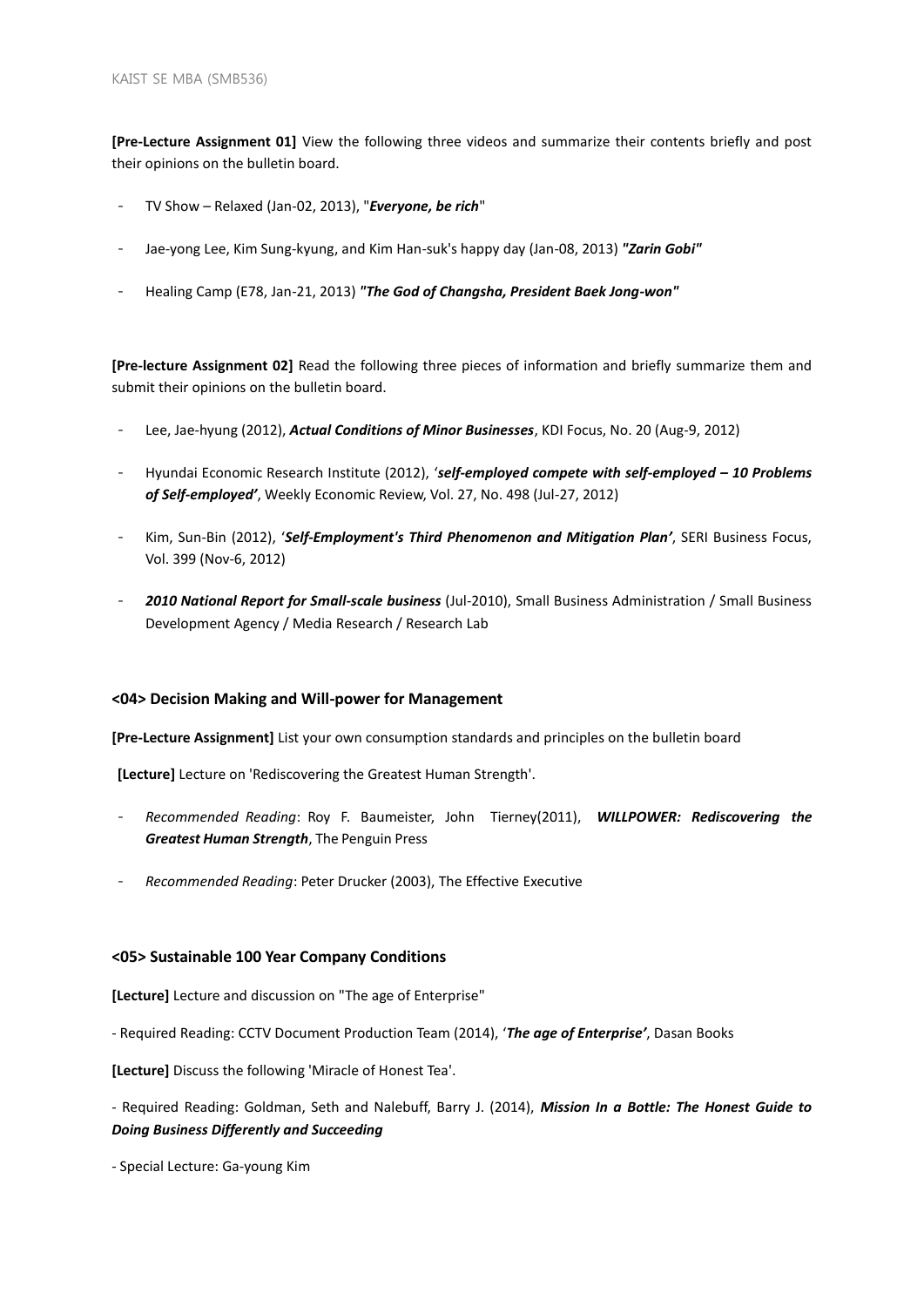**[Pre-Lecture Assignment 01]** View the following three videos and summarize their contents briefly and post their opinions on the bulletin board.

- TV Show – Relaxed (Jan-02, 2013), "***Everyone, be rich***"
- Jae-yong Lee, Kim Sung-kyung, and Kim Han-suk's happy day (Jan-08, 2013) ***"Zarin Gobi"***
- Healing Camp (E78, Jan-21, 2013) ***"The God of Changsha, President Baek Jong-won"***

**[Pre-lecture Assignment 02]** Read the following three pieces of information and briefly summarize them and submit their opinions on the bulletin board.

- Lee, Jae-hyung (2012), ***Actual Conditions of Minor Businesses***, KDI Focus, No. 20 (Aug-9, 2012)
- Hyundai Economic Research Institute (2012), '***self-employed compete with self-employed – 10 Problems of Self-employed'***, Weekly Economic Review, Vol. 27, No. 498 (Jul-27, 2012)
- Kim, Sun-Bin (2012), '***Self-Employment's Third Phenomenon and Mitigation Plan'***, SERI Business Focus, Vol. 399 (Nov-6, 2012)
- ***2010 National Report for Small-scale business*** (Jul-2010), Small Business Administration / Small Business Development Agency / Media Research / Research Lab

### <04> Decision Making and Will-power for Management

**[Pre-Lecture Assignment]** List your own consumption standards and principles on the bulletin board

**[Lecture]** Lecture on 'Rediscovering the Greatest Human Strength'.

- *Recommended Reading*: Roy F. Baumeister, John Tierney(2011), ***WILLPOWER: Rediscovering the Greatest Human Strength***, The Penguin Press
- *Recommended Reading*: Peter Drucker (2003), The Effective Executive

### <05> Sustainable 100 Year Company Conditions

**[Lecture]** Lecture and discussion on "The age of Enterprise"

- Required Reading: CCTV Document Production Team (2014), '***The age of Enterprise'***, Dasan Books

**[Lecture]** Discuss the following 'Miracle of Honest Tea'.

- Required Reading: Goldman, Seth and Nalebuff, Barry J. (2014), ***Mission In a Bottle: The Honest Guide to Doing Business Differently and Succeeding***

- Special Lecture: Ga-young Kim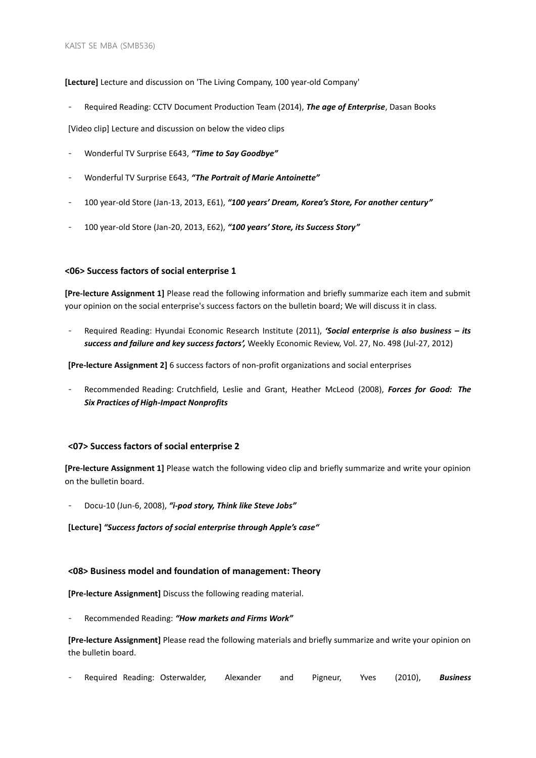**[Lecture]** Lecture and discussion on 'The Living Company, 100 year-old Company'

- Required Reading: CCTV Document Production Team (2014), ***The age of Enterprise***, Dasan Books

[Video clip] Lecture and discussion on below the video clips

- Wonderful TV Surprise E643, ***"Time to Say Goodbye"***
- Wonderful TV Surprise E643, ***"The Portrait of Marie Antoinette"***
- 100 year-old Store (Jan-13, 2013, E61), ***"100 years' Dream, Korea's Store, For another century"***
- 100 year-old Store (Jan-20, 2013, E62), ***"100 years' Store, its Success Story"***

### <06> Success factors of social enterprise 1

**[Pre-lecture Assignment 1]** Please read the following information and briefly summarize each item and submit your opinion on the social enterprise's success factors on the bulletin board; We will discuss it in class.

- Required Reading: Hyundai Economic Research Institute (2011), ***'Social enterprise is also business – its success and failure and key success factors',*** Weekly Economic Review, Vol. 27, No. 498 (Jul-27, 2012)

**[Pre-lecture Assignment 2]** 6 success factors of non-profit organizations and social enterprises

- Recommended Reading: Crutchfield, Leslie and Grant, Heather McLeod (2008), ***Forces for Good: The Six Practices of High-Impact Nonprofits***

### <07> Success factors of social enterprise 2

**[Pre-lecture Assignment 1]** Please watch the following video clip and briefly summarize and write your opinion on the bulletin board.

- Docu-10 (Jun-6, 2008), ***"i-pod story, Think like Steve Jobs"***

**[Lecture]** ***"Success factors of social enterprise through Apple's case"***

### <08> Business model and foundation of management: Theory

**[Pre-lecture Assignment]** Discuss the following reading material.

- Recommended Reading: ***"How markets and Firms Work"***

**[Pre-lecture Assignment]** Please read the following materials and briefly summarize and write your opinion on the bulletin board.

- Required Reading: Osterwalder, Alexander and Pigneur, Yves (2010), ***Business***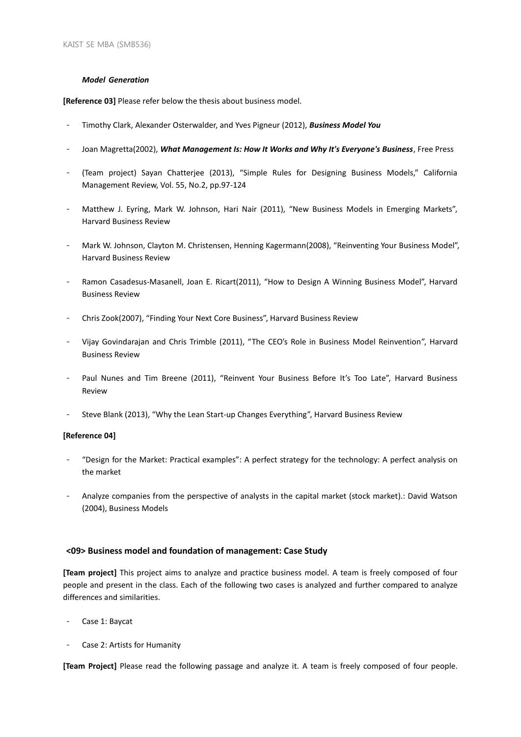***Model Generation***

**[Reference 03]** Please refer below the thesis about business model.

- Timothy Clark, Alexander Osterwalder, and Yves Pigneur (2012), ***Business Model You***
- Joan Magretta(2002), ***What Management Is: How It Works and Why It's Everyone's Business***, Free Press
- (Team project) Sayan Chatterjee (2013), "Simple Rules for Designing Business Models," California Management Review, Vol. 55, No.2, pp.97-124
- Matthew J. Eyring, Mark W. Johnson, Hari Nair (2011), "New Business Models in Emerging Markets", Harvard Business Review
- Mark W. Johnson, Clayton M. Christensen, Henning Kagermann(2008), "Reinventing Your Business Model", Harvard Business Review
- Ramon Casadesus-Masanell, Joan E. Ricart(2011), "How to Design A Winning Business Model", Harvard Business Review
- Chris Zook(2007), "Finding Your Next Core Business", Harvard Business Review
- Vijay Govindarajan and Chris Trimble (2011), "The CEO's Role in Business Model Reinvention", Harvard Business Review
- Paul Nunes and Tim Breene (2011), "Reinvent Your Business Before It's Too Late", Harvard Business Review
- Steve Blank (2013), "Why the Lean Start-up Changes Everything", Harvard Business Review

**[Reference 04]**

- "Design for the Market: Practical examples": A perfect strategy for the technology: A perfect analysis on the market
- Analyze companies from the perspective of analysts in the capital market (stock market).: David Watson (2004), Business Models

## <09> Business model and foundation of management: Case Study

**[Team project]** This project aims to analyze and practice business model. A team is freely composed of four people and present in the class. Each of the following two cases is analyzed and further compared to analyze differences and similarities.

- Case 1: Baycat
- Case 2: Artists for Humanity

**[Team Project]** Please read the following passage and analyze it. A team is freely composed of four people.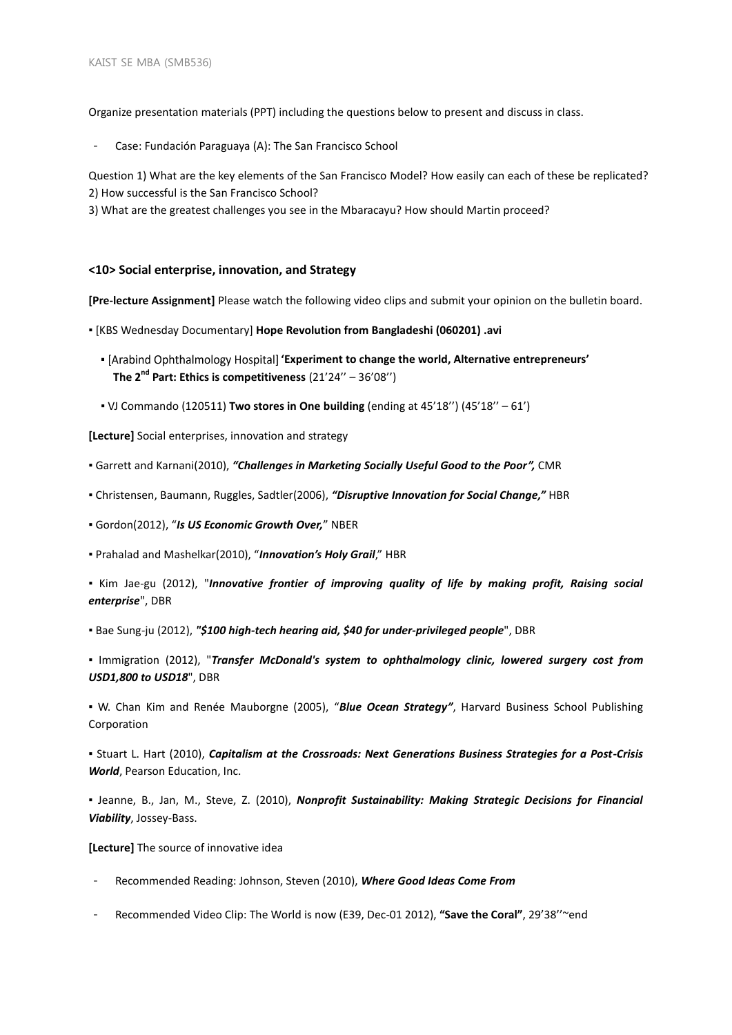Organize presentation materials (PPT) including the questions below to present and discuss in class.

- Case: Fundación Paraguaya (A): The San Francisco School

Question 1) What are the key elements of the San Francisco Model? How easily can each of these be replicated?
2) How successful is the San Francisco School?
3) What are the greatest challenges you see in the Mbaracayu? How should Martin proceed?

## <10> Social enterprise, innovation, and Strategy

**[Pre-lecture Assignment]** Please watch the following video clips and submit your opinion on the bulletin board.

▪ [KBS Wednesday Documentary] **Hope Revolution from Bangladeshi (060201) .avi**

▪ [Arabind Ophthalmology Hospital] **'Experiment to change the world, Alternative entrepreneurs' The 2nd Part: Ethics is competitiveness** (21'24'' – 36'08'')

▪ VJ Commando (120511) **Two stores in One building** (ending at 45'18'') (45'18'' – 61')

**[Lecture]** Social enterprises, innovation and strategy

▪ Garrett and Karnani(2010), ***"Challenges in Marketing Socially Useful Good to the Poor",*** CMR

▪ Christensen, Baumann, Ruggles, Sadtler(2006), ***"Disruptive Innovation for Social Change,"*** HBR

▪ Gordon(2012), "***Is US Economic Growth Over,***" NBER

▪ Prahalad and Mashelkar(2010), "***Innovation's Holy Grail***," HBR

▪ Kim Jae-gu (2012), "***Innovative frontier of improving quality of life by making profit, Raising social enterprise***", DBR

▪ Bae Sung-ju (2012), ***"$100 high-tech hearing aid, $40 for under-privileged people***", DBR

▪ Immigration (2012), "***Transfer McDonald's system to ophthalmology clinic, lowered surgery cost from USD1,800 to USD18***", DBR

▪ W. Chan Kim and Renée Mauborgne (2005), "***Blue Ocean Strategy"***, Harvard Business School Publishing Corporation

▪ Stuart L. Hart (2010), ***Capitalism at the Crossroads: Next Generations Business Strategies for a Post-Crisis World***, Pearson Education, Inc.

▪ Jeanne, B., Jan, M., Steve, Z. (2010), ***Nonprofit Sustainability: Making Strategic Decisions for Financial Viability***, Jossey-Bass.

**[Lecture]** The source of innovative idea

- Recommended Reading: Johnson, Steven (2010), ***Where Good Ideas Come From***
- Recommended Video Clip: The World is now (E39, Dec-01 2012), **"Save the Coral"**, 29'38''~end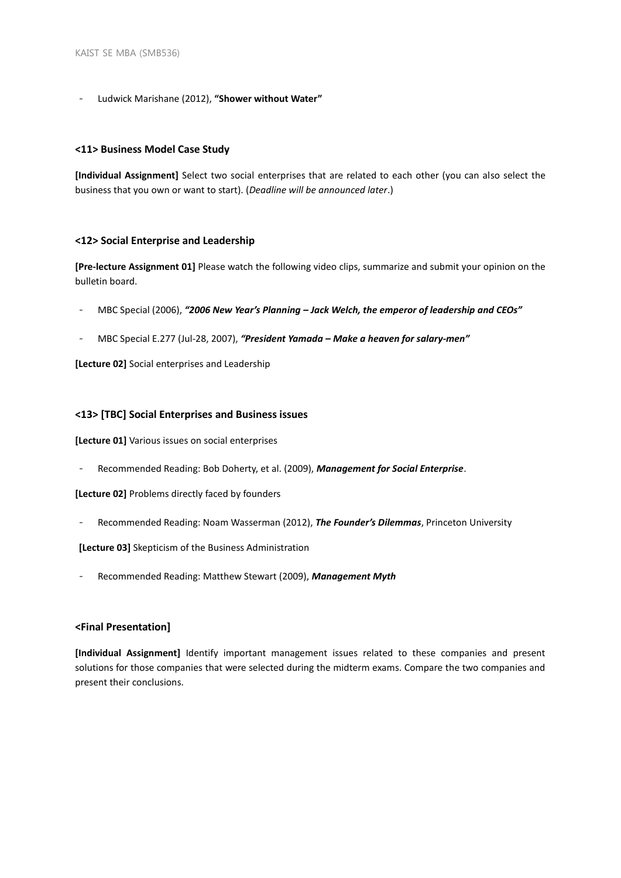- Ludwick Marishane (2012), **"Shower without Water"**

### <11> Business Model Case Study

**[Individual Assignment]** Select two social enterprises that are related to each other (you can also select the business that you own or want to start). (*Deadline will be announced later*.)

### <12> Social Enterprise and Leadership

**[Pre-lecture Assignment 01]** Please watch the following video clips, summarize and submit your opinion on the bulletin board.

- MBC Special (2006), ***"2006 New Year's Planning – Jack Welch, the emperor of leadership and CEOs"***
- MBC Special E.277 (Jul-28, 2007), ***"President Yamada – Make a heaven for salary-men"***

**[Lecture 02]** Social enterprises and Leadership

### <13> [TBC] Social Enterprises and Business issues

**[Lecture 01]** Various issues on social enterprises

- Recommended Reading: Bob Doherty, et al. (2009), ***Management for Social Enterprise***.

**[Lecture 02]** Problems directly faced by founders

- Recommended Reading: Noam Wasserman (2012), ***The Founder's Dilemmas***, Princeton University

**[Lecture 03]** Skepticism of the Business Administration

- Recommended Reading: Matthew Stewart (2009), ***Management Myth***

### <Final Presentation]

**[Individual Assignment]** Identify important management issues related to these companies and present solutions for those companies that were selected during the midterm exams. Compare the two companies and present their conclusions.